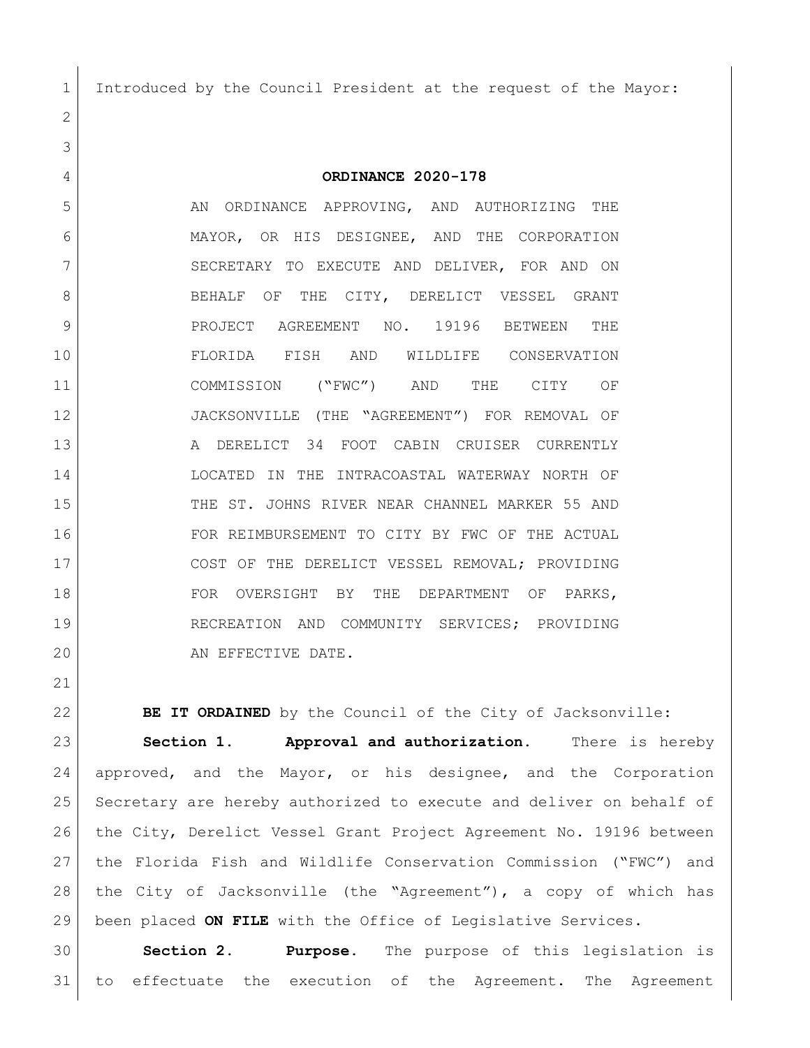Introduced by the Council President at the request of the Mayor:

**ORDINANCE 2020-178**

AN ORDINANCE APPROVING, AND AUTHORIZING THE MAYOR, OR HIS DESIGNEE, AND THE CORPORATION SECRETARY TO EXECUTE AND DELIVER, FOR AND ON BEHALF OF THE CITY, DERELICT VESSEL GRANT PROJECT AGREEMENT NO. 19196 BETWEEN THE FLORIDA FISH AND WILDLIFE CONSERVATION COMMISSION ("FWC") AND THE CITY OF JACKSONVILLE (THE "AGREEMENT") FOR REMOVAL OF A DERELICT 34 FOOT CABIN CRUISER CURRENTLY LOCATED IN THE INTRACOASTAL WATERWAY NORTH OF THE ST. JOHNS RIVER NEAR CHANNEL MARKER 55 AND FOR REIMBURSEMENT TO CITY BY FWC OF THE ACTUAL COST OF THE DERELICT VESSEL REMOVAL; PROVIDING FOR OVERSIGHT BY THE DEPARTMENT OF PARKS, RECREATION AND COMMUNITY SERVICES; PROVIDING AN EFFECTIVE DATE.

**BE IT ORDAINED** by the Council of the City of Jacksonville:

**Section 1. Approval and authorization.** There is hereby approved, and the Mayor, or his designee, and the Corporation Secretary are hereby authorized to execute and deliver on behalf of the City, Derelict Vessel Grant Project Agreement No. 19196 between the Florida Fish and Wildlife Conservation Commission ("FWC") and the City of Jacksonville (the "Agreement"), a copy of which has been placed **ON FILE** with the Office of Legislative Services.

**Section 2. Purpose.** The purpose of this legislation is to effectuate the execution of the Agreement. The Agreement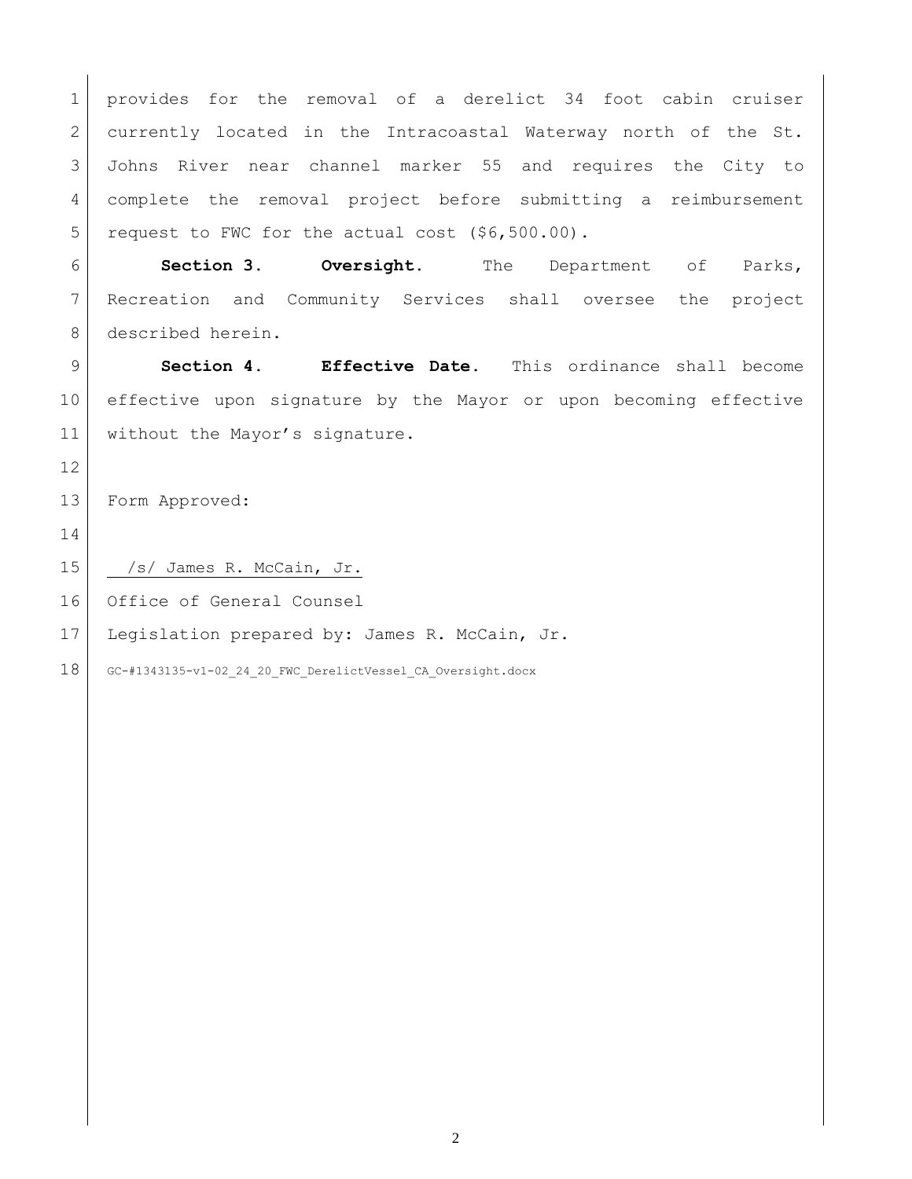provides for the removal of a derelict 34 foot cabin cruiser currently located in the Intracoastal Waterway north of the St. Johns River near channel marker 55 and requires the City to complete the removal project before submitting a reimbursement request to FWC for the actual cost ($6,500.00).

**Section 3. Oversight.** The Department of Parks, Recreation and Community Services shall oversee the project described herein.

**Section 4. Effective Date.** This ordinance shall become effective upon signature by the Mayor or upon becoming effective without the Mayor's signature.

Form Approved:

/s/ James R. McCain, Jr.

Office of General Counsel

Legislation prepared by: James R. McCain, Jr.

GC-#1343135-v1-02_24_20_FWC_DerelictVessel_CA_Oversight.docx